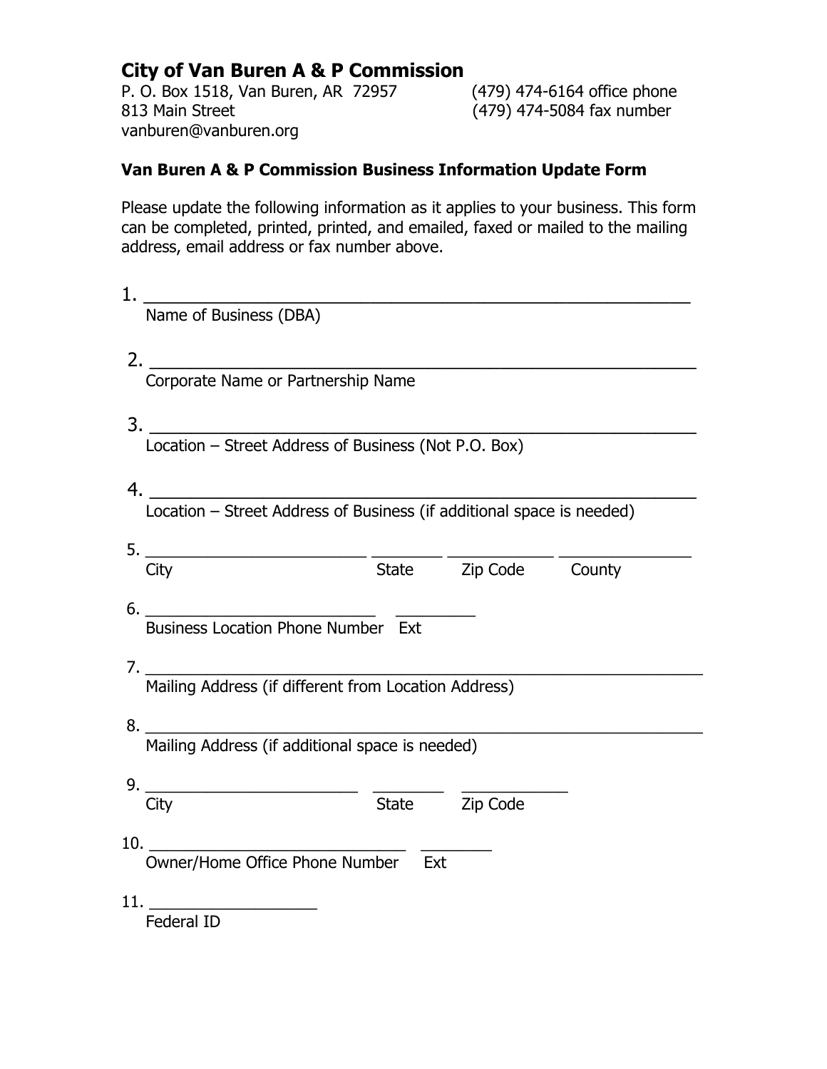# City of Van Buren A & P Commission

P. O. Box 1518, Van Buren, AR 72957
813 Main Street
vanburen@vanburen.org

(479) 474-6164 office phone
(479) 474-5084 fax number

**Van Buren A & P Commission Business Information Update Form**

Please update the following information as it applies to your business. This form can be completed, printed, printed, and emailed, faxed or mailed to the mailing address, email address or fax number above.

1. ______________________________________________
   Name of Business (DBA)

2. ______________________________________________
   Corporate Name or Partnership Name

3. ______________________________________________
   Location – Street Address of Business (Not P.O. Box)

4. ______________________________________________
   Location – Street Address of Business (if additional space is needed)

5. ________________________ ________ ____________ ______________
   City State Zip Code County

6. __________________________ _________
   Business Location Phone Number Ext

7. ______________________________________________
   Mailing Address (if different from Location Address)

8. ______________________________________________
   Mailing Address (if additional space is needed)

9. ________________________ ________ ____________
   City State Zip Code

10. ____________________________ ________
    Owner/Home Office Phone Number Ext

11. ___________________
    Federal ID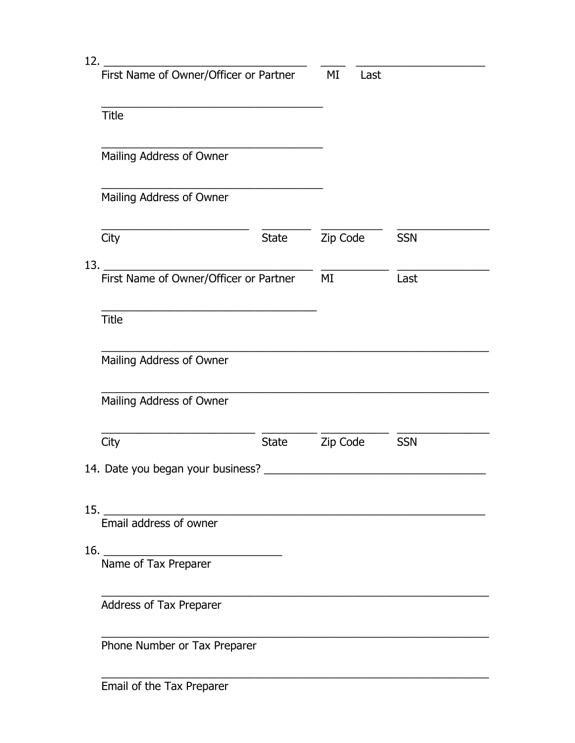12. ________________________________ ____ ______________________
First Name of Owner/Officer or Partner MI Last

____________________________________
Title

____________________________________
Mailing Address of Owner

____________________________________
Mailing Address of Owner

________________________ ________ __________ _______________
City State Zip Code SSN

13. ________________________________ __________ _______________
First Name of Owner/Officer or Partner MI Last

__________________________________
Title

______________________________________________________________
Mailing Address of Owner

______________________________________________________________
Mailing Address of Owner

________________________ ________ __________ _______________
City State Zip Code SSN

14. Date you began your business? ________________________________

15. ______________________________________________________________
Email address of owner

16. _____________________________
Name of Tax Preparer

______________________________________________________________
Address of Tax Preparer

______________________________________________________________
Phone Number or Tax Preparer

______________________________________________________________
Email of the Tax Preparer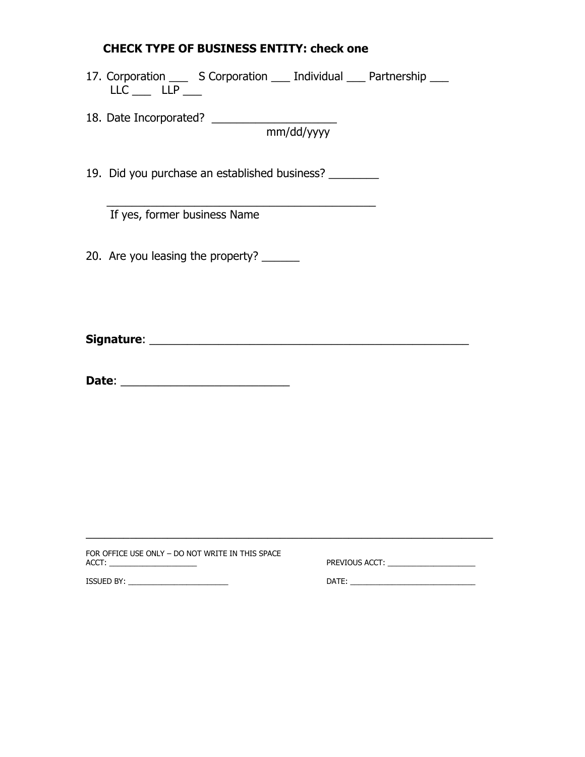**CHECK TYPE OF BUSINESS ENTITY: check one**

17. Corporation ___ S Corporation ___ Individual ___ Partnership ___ LLC ___ LLP ___

18. Date Incorporated? ____________________
mm/dd/yyyy

19. Did you purchase an established business? ________

    ____________________________________________
    If yes, former business Name

20. Are you leasing the property? ______

**Signature**: ____________________________________________

**Date**: ___________________________

---

FOR OFFICE USE ONLY – DO NOT WRITE IN THIS SPACE

ACT: ____________________ PREVIOUS ACCT: ____________________

ISSUED BY: ________________________ DATE: ____________________________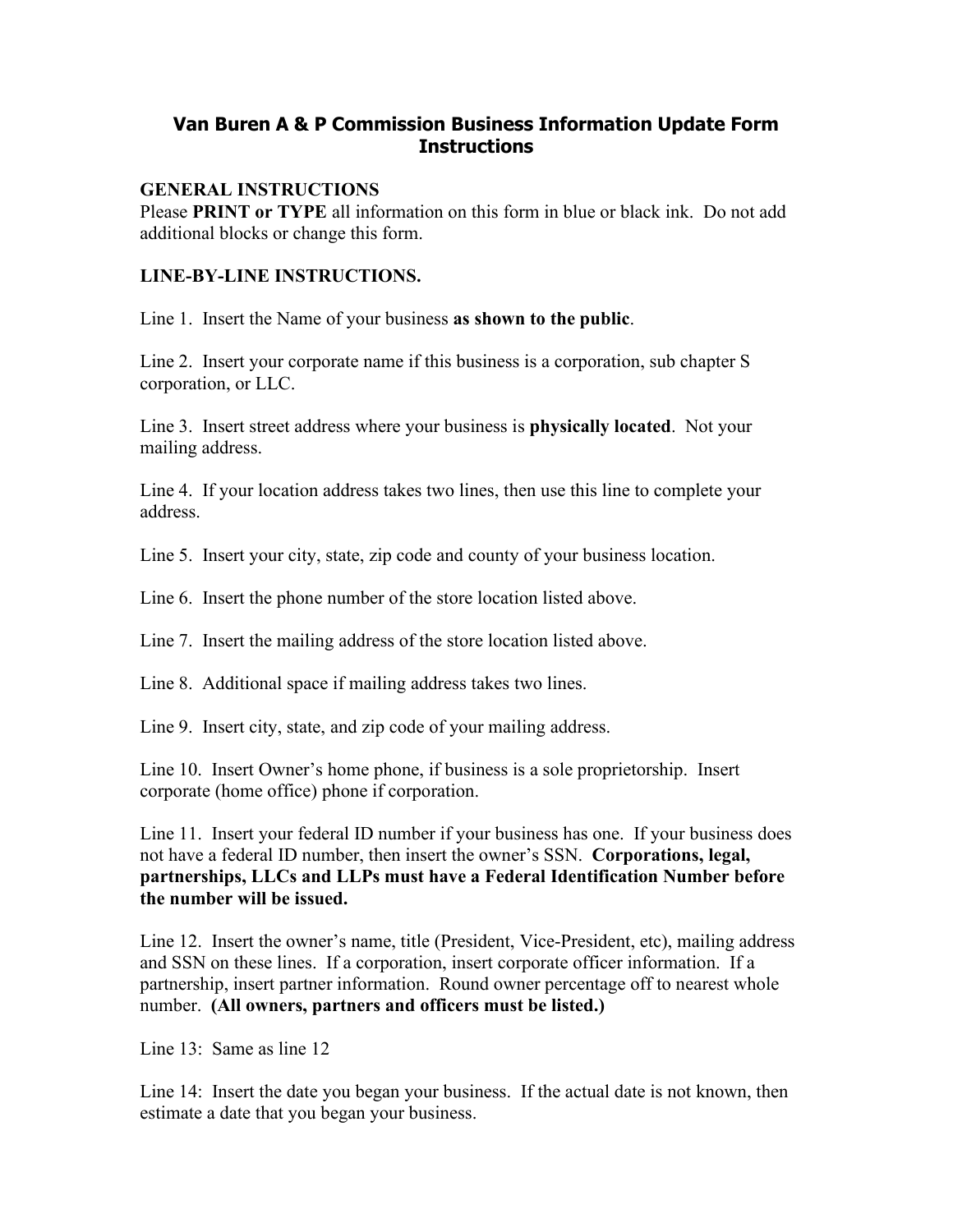# Van Buren A & P Commission Business Information Update Form Instructions

**GENERAL INSTRUCTIONS**
Please **PRINT or TYPE** all information on this form in blue or black ink. Do not add additional blocks or change this form.

**LINE-BY-LINE INSTRUCTIONS.**

Line 1. Insert the Name of your business **as shown to the public**.

Line 2. Insert your corporate name if this business is a corporation, sub chapter S corporation, or LLC.

Line 3. Insert street address where your business is **physically located**. Not your mailing address.

Line 4. If your location address takes two lines, then use this line to complete your address.

Line 5. Insert your city, state, zip code and county of your business location.

Line 6. Insert the phone number of the store location listed above.

Line 7. Insert the mailing address of the store location listed above.

Line 8. Additional space if mailing address takes two lines.

Line 9. Insert city, state, and zip code of your mailing address.

Line 10. Insert Owner's home phone, if business is a sole proprietorship. Insert corporate (home office) phone if corporation.

Line 11. Insert your federal ID number if your business has one. If your business does not have a federal ID number, then insert the owner's SSN. **Corporations, legal, partnerships, LLCs and LLPs must have a Federal Identification Number before the number will be issued.**

Line 12. Insert the owner's name, title (President, Vice-President, etc), mailing address and SSN on these lines. If a corporation, insert corporate officer information. If a partnership, insert partner information. Round owner percentage off to nearest whole number. **(All owners, partners and officers must be listed.)**

Line 13: Same as line 12

Line 14: Insert the date you began your business. If the actual date is not known, then estimate a date that you began your business.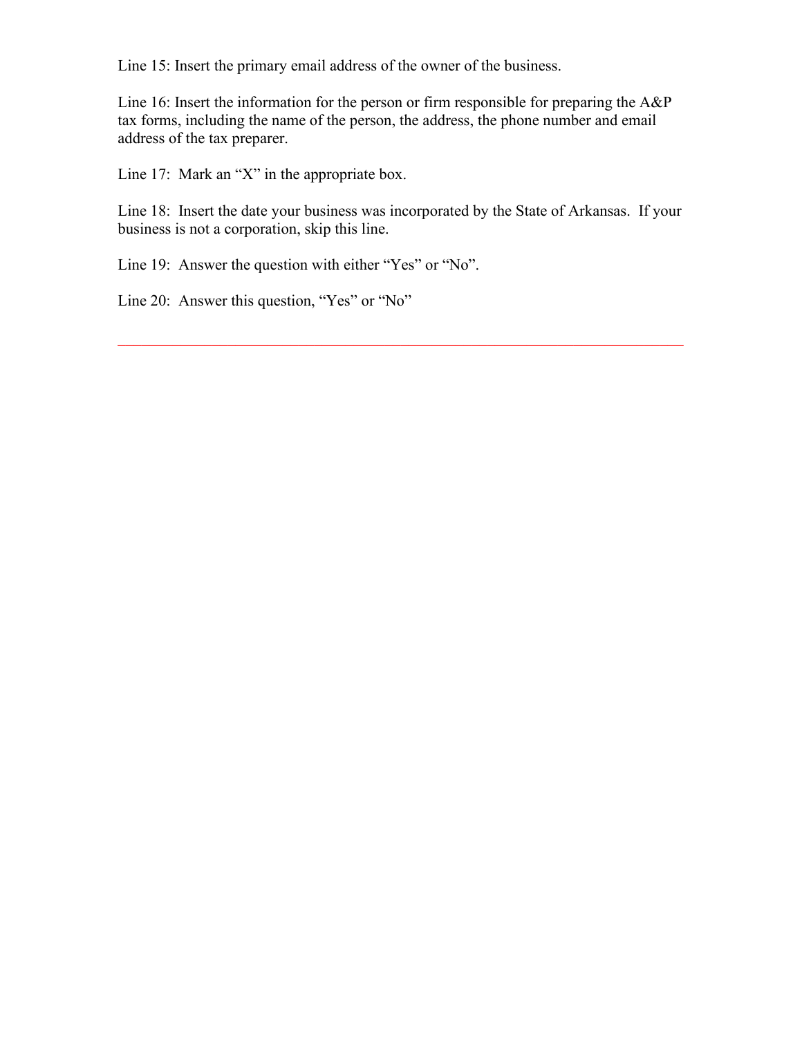Line 15: Insert the primary email address of the owner of the business.

Line 16: Insert the information for the person or firm responsible for preparing the A&P tax forms, including the name of the person, the address, the phone number and email address of the tax preparer.

Line 17: Mark an "X" in the appropriate box.

Line 18: Insert the date your business was incorporated by the State of Arkansas. If your business is not a corporation, skip this line.

Line 19: Answer the question with either "Yes" or "No".

Line 20: Answer this question, "Yes" or "No"

---